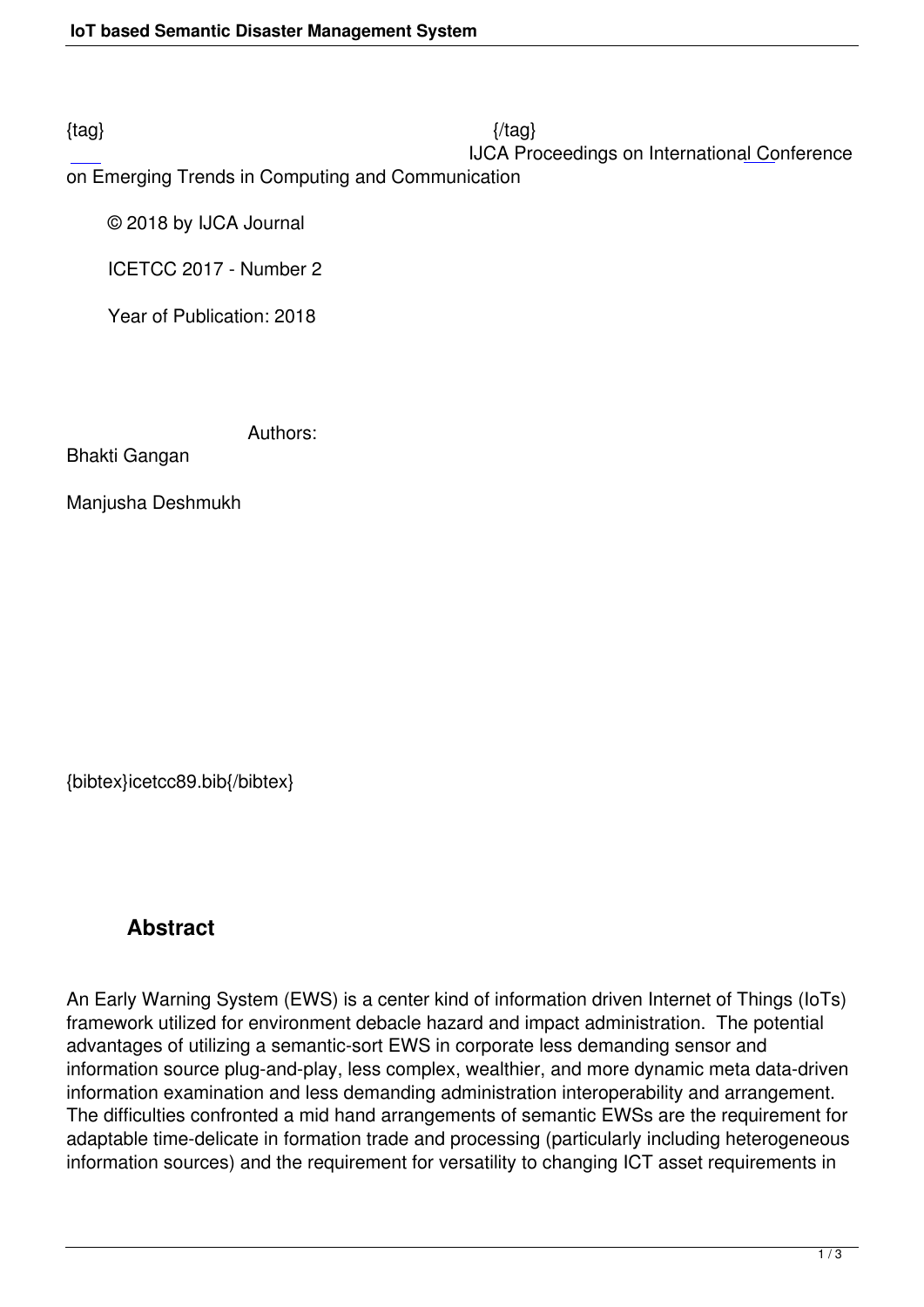{tag} {/tag}

IJCA Proceedings on International Conference on Emerging Trends in Computing and Communication

© 2018 by IJCA Journal

ICETCC 2017 - Number 2

Year of Publication: 2018

Authors:

Bhakti Gangan

Manjusha Deshmukh

{bibtex}icetcc89.bib{/bibtex}

## Abstract

An Early Warning System (EWS) is a center kind of information driven Internet of Things (IoTs) framework utilized for environment debacle hazard and impact administration. The potential advantages of utilizing a semantic-sort EWS in corporate less demanding sensor and information source plug-and-play, less complex, wealthier, and more dynamic meta data-driven information examination and less demanding administration interoperability and arrangement. The difficulties confronted a mid hand arrangements of semantic EWSs are the requirement for adaptable time-delicate in formation trade and processing (particularly including heterogeneous information sources) and the requirement for versatility to changing ICT asset requirements in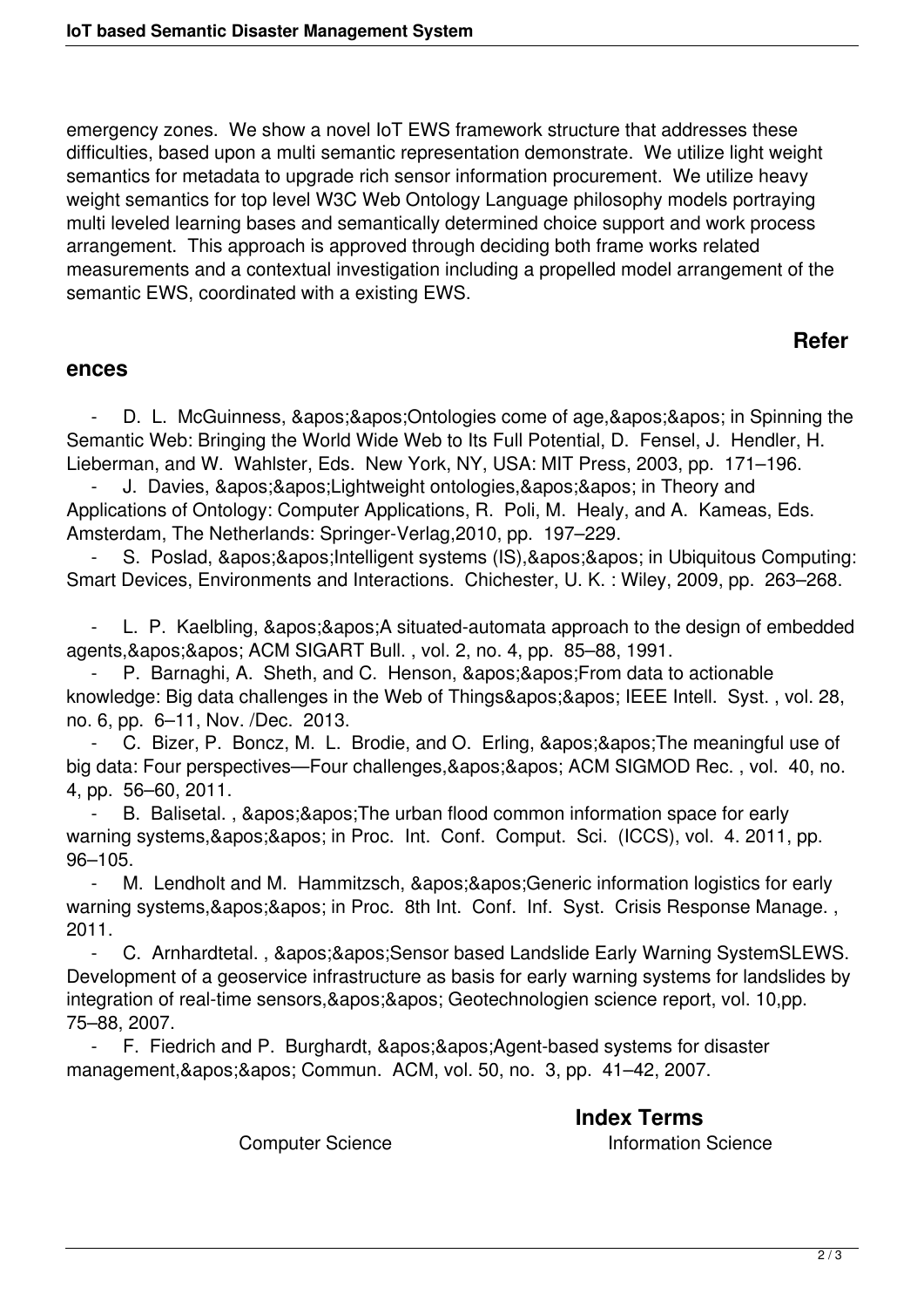emergency zones. We show a novel IoT EWS framework structure that addresses these difficulties, based upon a multi semantic representation demonstrate. We utilize light weight semantics for metadata to upgrade rich sensor information procurement. We utilize heavy weight semantics for top level W3C Web Ontology Language philosophy models portraying multi leveled learning bases and semantically determined choice support and work process arrangement. This approach is approved through deciding both frame works related measurements and a contextual investigation including a propelled model arrangement of the semantic EWS, coordinated with a existing EWS.

## References

- D. L. McGuinness, &apos;&apos;Ontologies come of age,&apos;&apos; in Spinning the Semantic Web: Bringing the World Wide Web to Its Full Potential, D. Fensel, J. Hendler, H. Lieberman, and W. Wahlster, Eds. New York, NY, USA: MIT Press, 2003, pp. 171–196.
- J. Davies, &apos;&apos;Lightweight ontologies,&apos;&apos; in Theory and Applications of Ontology: Computer Applications, R. Poli, M. Healy, and A. Kameas, Eds. Amsterdam, The Netherlands: Springer-Verlag,2010, pp. 197–229.
- S. Poslad, &apos;&apos;Intelligent systems (IS),&apos;&apos; in Ubiquitous Computing: Smart Devices, Environments and Interactions. Chichester, U. K. : Wiley, 2009, pp. 263–268.
- L. P. Kaelbling, &apos;&apos;A situated-automata approach to the design of embedded agents,&apos;&apos; ACM SIGART Bull. , vol. 2, no. 4, pp. 85–88, 1991.
- P. Barnaghi, A. Sheth, and C. Henson, &apos;&apos;From data to actionable knowledge: Big data challenges in the Web of Things&apos;&apos; IEEE Intell. Syst. , vol. 28, no. 6, pp. 6–11, Nov. /Dec. 2013.
- C. Bizer, P. Boncz, M. L. Brodie, and O. Erling, &apos;&apos;The meaningful use of big data: Four perspectives—Four challenges,&apos;&apos; ACM SIGMOD Rec. , vol. 40, no. 4, pp. 56–60, 2011.
- B. Balisetal. , &apos;&apos;The urban flood common information space for early warning systems,&apos;&apos; in Proc. Int. Conf. Comput. Sci. (ICCS), vol. 4. 2011, pp. 96–105.
- M. Lendholt and M. Hammitzsch, &apos;&apos;Generic information logistics for early warning systems,&apos;&apos; in Proc. 8th Int. Conf. Inf. Syst. Crisis Response Manage. , 2011.
- C. Arnhardtetal. , &apos;&apos;Sensor based Landslide Early Warning SystemSLEWS. Development of a geoservice infrastructure as basis for early warning systems for landslides by integration of real-time sensors,&apos;&apos; Geotechnologien science report, vol. 10,pp. 75–88, 2007.
- F. Fiedrich and P. Burghardt, &apos;&apos;Agent-based systems for disaster management,&apos;&apos; Commun. ACM, vol. 50, no. 3, pp. 41–42, 2007.

## Index Terms

Computer Science    Information Science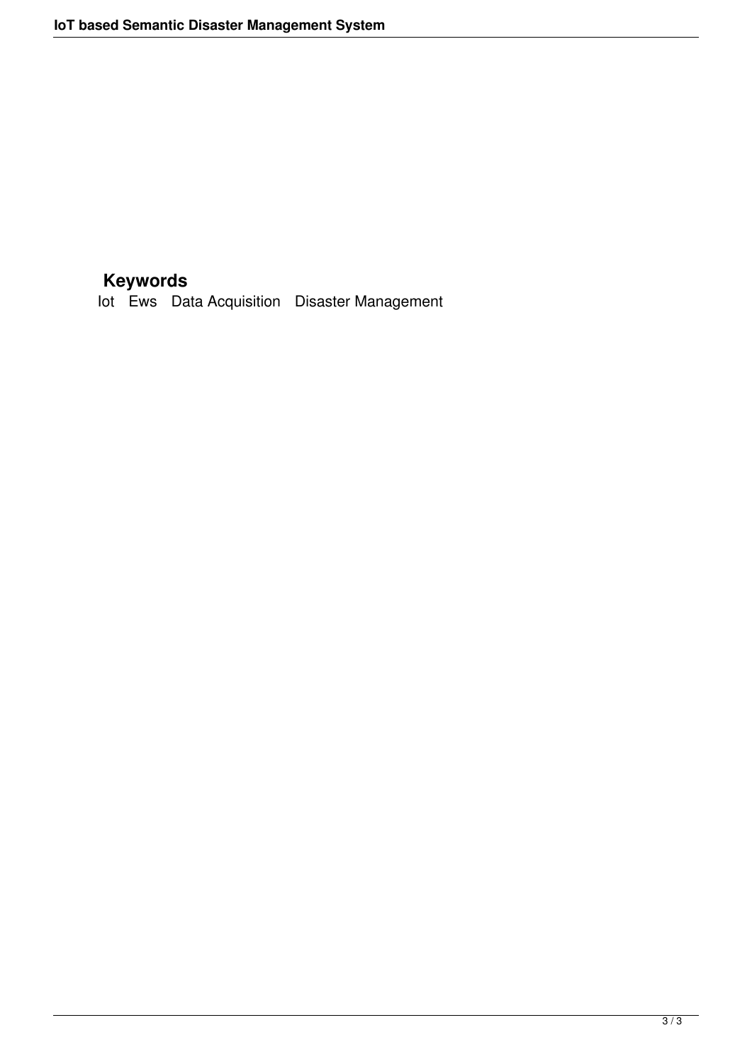## Keywords

Iot Ews Data Acquisition Disaster Management